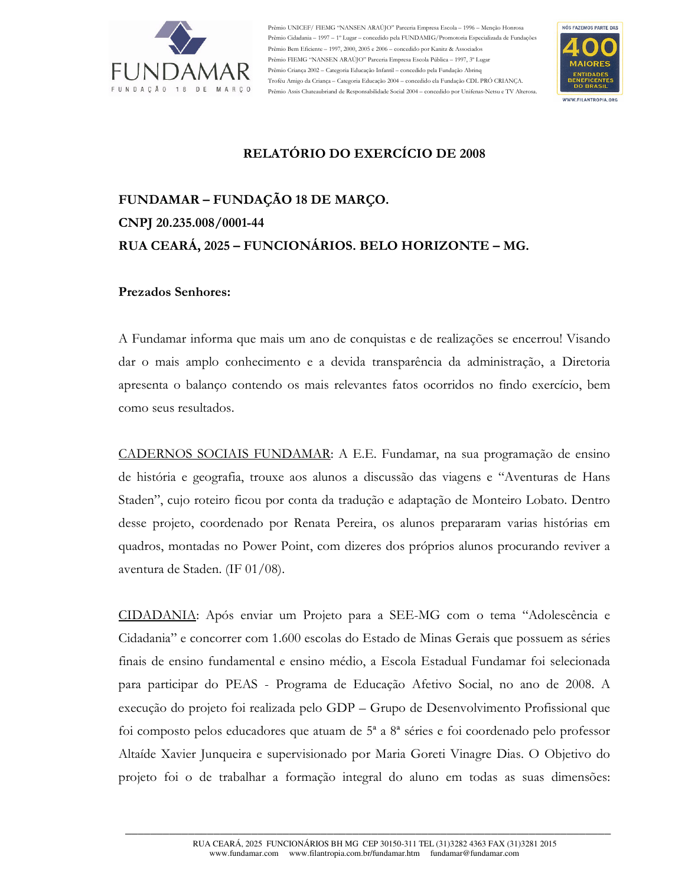## RELATÓRIO DO EXERCÍCIO DE 2008

**FUNDAMAR – FUNDAÇÃO 18 DE MARÇO.**
**CNPJ 20.235.008/0001-44**
**RUA CEARÁ, 2025 – FUNCIONÁRIOS. BELO HORIZONTE – MG.**

**Prezados Senhores:**

A Fundamar informa que mais um ano de conquistas e de realizações se encerrou! Visando dar o mais amplo conhecimento e a devida transparência da administração, a Diretoria apresenta o balanço contendo os mais relevantes fatos ocorridos no findo exercício, bem como seus resultados.

<u>CADERNOS SOCIAIS FUNDAMAR</u>: A E.E. Fundamar, na sua programação de ensino de história e geografia, trouxe aos alunos a discussão das viagens e "Aventuras de Hans Staden", cujo roteiro ficou por conta da tradução e adaptação de Monteiro Lobato. Dentro desse projeto, coordenado por Renata Pereira, os alunos prepararam varias histórias em quadros, montadas no Power Point, com dizeres dos próprios alunos procurando reviver a aventura de Staden. (IF 01/08).

<u>CIDADANIA</u>: Após enviar um Projeto para a SEE-MG com o tema "Adolescência e Cidadania" e concorrer com 1.600 escolas do Estado de Minas Gerais que possuem as séries finais de ensino fundamental e ensino médio, a Escola Estadual Fundamar foi selecionada para participar do PEAS - Programa de Educação Afetivo Social, no ano de 2008. A execução do projeto foi realizada pelo GDP – Grupo de Desenvolvimento Profissional que foi composto pelos educadores que atuam de 5ª a 8ª séries e foi coordenado pelo professor Altaíde Xavier Junqueira e supervisionado por Maria Goreti Vinagre Dias. O Objetivo do projeto foi o de trabalhar a formação integral do aluno em todas as suas dimensões: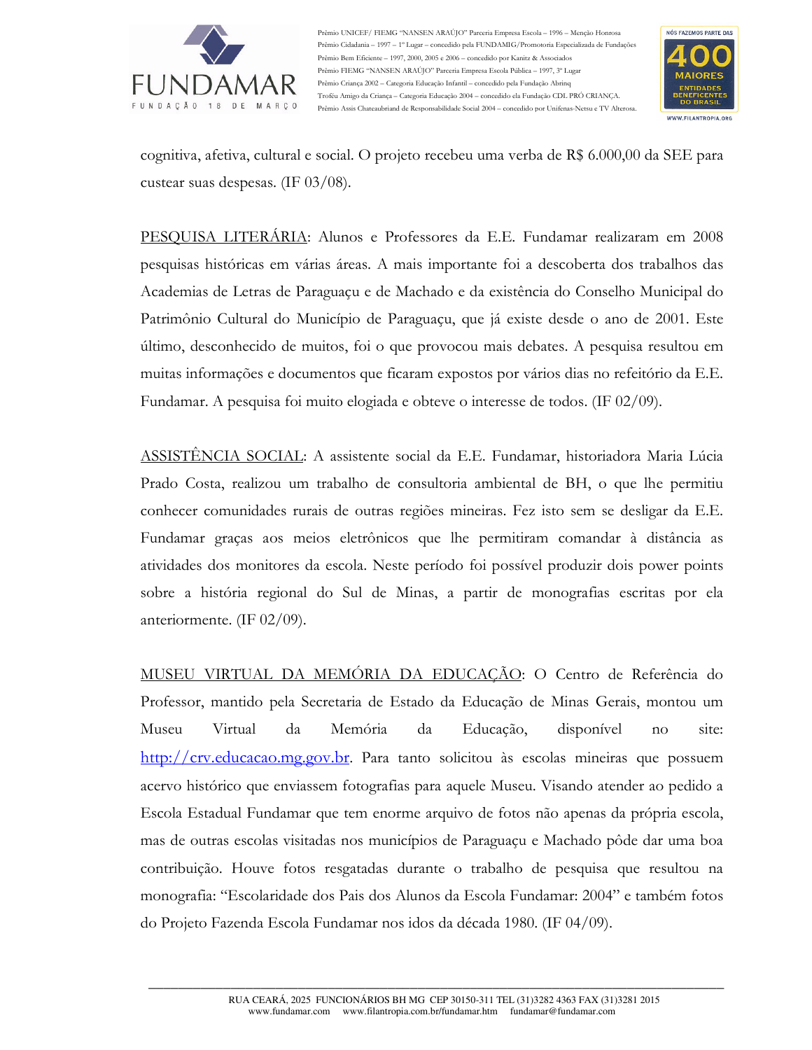cognitiva, afetiva, cultural e social. O projeto recebeu uma verba de R$ 6.000,00 da SEE para custear suas despesas. (IF 03/08).

PESQUISA LITERÁRIA: Alunos e Professores da E.E. Fundamar realizaram em 2008 pesquisas históricas em várias áreas. A mais importante foi a descoberta dos trabalhos das Academias de Letras de Paraguaçu e de Machado e da existência do Conselho Municipal do Patrimônio Cultural do Município de Paraguaçu, que já existe desde o ano de 2001. Este último, desconhecido de muitos, foi o que provocou mais debates. A pesquisa resultou em muitas informações e documentos que ficaram expostos por vários dias no refeitório da E.E. Fundamar. A pesquisa foi muito elogiada e obteve o interesse de todos. (IF 02/09).

ASSISTÊNCIA SOCIAL: A assistente social da E.E. Fundamar, historiadora Maria Lúcia Prado Costa, realizou um trabalho de consultoria ambiental de BH, o que lhe permitiu conhecer comunidades rurais de outras regiões mineiras. Fez isto sem se desligar da E.E. Fundamar graças aos meios eletrônicos que lhe permitiram comandar à distância as atividades dos monitores da escola. Neste período foi possível produzir dois power points sobre a história regional do Sul de Minas, a partir de monografias escritas por ela anteriormente. (IF 02/09).

MUSEU VIRTUAL DA MEMÓRIA DA EDUCAÇÃO: O Centro de Referência do Professor, mantido pela Secretaria de Estado da Educação de Minas Gerais, montou um Museu Virtual da Memória da Educação, disponível no site: http://crv.educacao.mg.gov.br. Para tanto solicitou às escolas mineiras que possuem acervo histórico que enviassem fotografias para aquele Museu. Visando atender ao pedido a Escola Estadual Fundamar que tem enorme arquivo de fotos não apenas da própria escola, mas de outras escolas visitadas nos municípios de Paraguaçu e Machado pôde dar uma boa contribuição. Houve fotos resgatadas durante o trabalho de pesquisa que resultou na monografia: "Escolaridade dos Pais dos Alunos da Escola Fundamar: 2004" e também fotos do Projeto Fazenda Escola Fundamar nos idos da década 1980. (IF 04/09).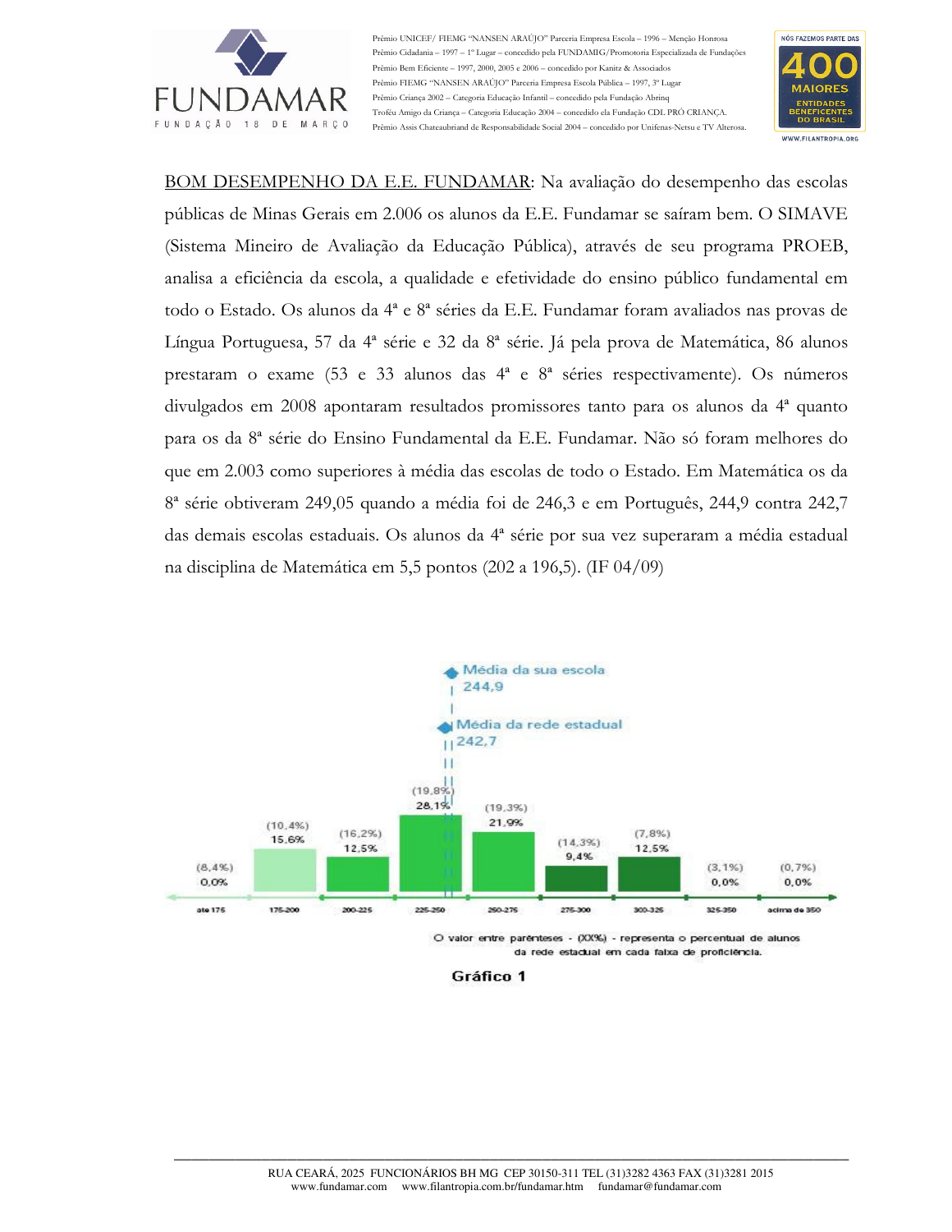<u>BOM DESEMPENHO DA E.E. FUNDAMAR</u>: Na avaliação do desempenho das escolas públicas de Minas Gerais em 2.006 os alunos da E.E. Fundamar se saíram bem. O SIMAVE (Sistema Mineiro de Avaliação da Educação Pública), através de seu programa PROEB, analisa a eficiência da escola, a qualidade e efetividade do ensino público fundamental em todo o Estado. Os alunos da 4ª e 8ª séries da E.E. Fundamar foram avaliados nas provas de Língua Portuguesa, 57 da 4ª série e 32 da 8ª série. Já pela prova de Matemática, 86 alunos prestaram o exame (53 e 33 alunos das 4ª e 8ª séries respectivamente). Os números divulgados em 2008 apontaram resultados promissores tanto para os alunos da 4ª quanto para os da 8ª série do Ensino Fundamental da E.E. Fundamar. Não só foram melhores do que em 2.003 como superiores à média das escolas de todo o Estado. Em Matemática os da 8ª série obtiveram 249,05 quando a média foi de 246,3 e em Português, 244,9 contra 242,7 das demais escolas estaduais. Os alunos da 4ª série por sua vez superaram a média estadual na disciplina de Matemática em 5,5 pontos (202 a 196,5). (IF 04/09)

Média da sua escola 244,9

Média da rede estadual 242,7

| Faixa | até 175 | 175-200 | 200-225 | 225-250 | 250-275 | 275-300 | 300-325 | 325-350 | acima de 350 |
|---|---|---|---|---|---|---|---|---|---|
| Escola | 0,0% | 15,6% | 12,5% | 28,1% | 21,9% | 9,4% | 12,5% | 0,0% | 0,0% |
| Rede estadual | (8,4%) | (10,4%) | (16,2%) | (19,8%) | (19,3%) | (14,3%) | (7,8%) | (3,1%) | (0,7%) |

O valor entre parênteses - (XX%) - representa o percentual de alunos da rede estadual em cada faixa de proficiência.

**Gráfico 1**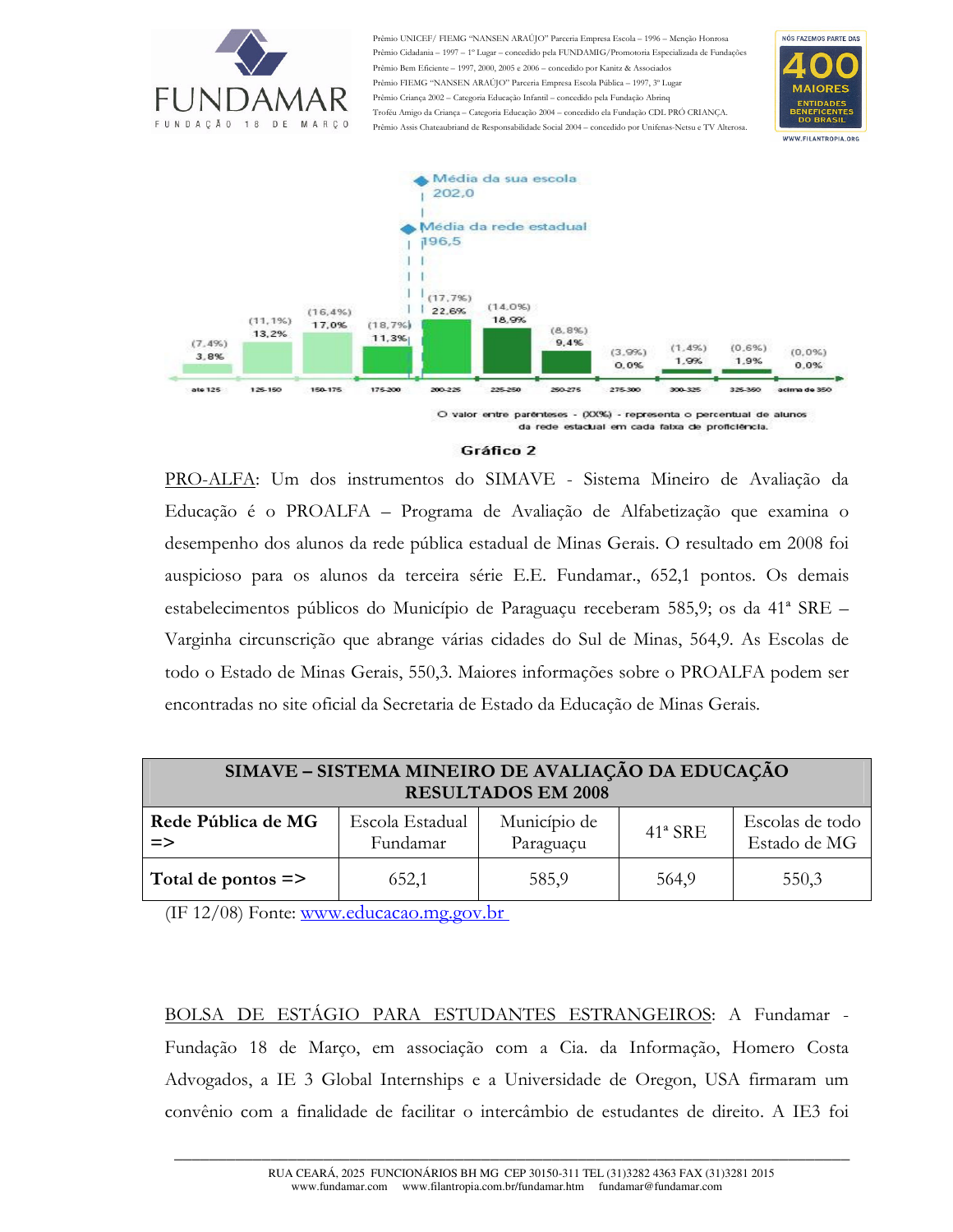Média da sua escola
202,0

Média da rede estadual
196,5

| Faixa | até 125 | 125-150 | 150-175 | 175-200 | 200-225 | 225-250 | 250-275 | 275-300 | 300-325 | 325-350 | acima de 350 |
|---|---|---|---|---|---|---|---|---|---|---|---|
| Escola | 3,8% | 13,2% | 17,0% | 11,3% | 22,6% | 18,9% | 9,4% | 0,0% | 1,9% | 1,9% | 0,0% |
| Rede estadual | (7,4%) | (11,1%) | (16,4%) | (18,7%) | (17,7%) | (14,0%) | (8,8%) | (3,9%) | (1,4%) | (0,6%) | (0,0%) |

O valor entre parênteses - (XX%) - representa o percentual de alunos da rede estadual em cada faixa de proficiência.

**Gráfico 2**

PRO-ALFA: Um dos instrumentos do SIMAVE - Sistema Mineiro de Avaliação da Educação é o PROALFA – Programa de Avaliação de Alfabetização que examina o desempenho dos alunos da rede pública estadual de Minas Gerais. O resultado em 2008 foi auspicioso para os alunos da terceira série E.E. Fundamar., 652,1 pontos. Os demais estabelecimentos públicos do Município de Paraguaçu receberam 585,9; os da 41ª SRE – Varginha circunscrição que abrange várias cidades do Sul de Minas, 564,9. As Escolas de todo o Estado de Minas Gerais, 550,3. Maiores informações sobre o PROALFA podem ser encontradas no site oficial da Secretaria de Estado da Educação de Minas Gerais.

| SIMAVE – SISTEMA MINEIRO DE AVALIAÇÃO DA EDUCAÇÃO RESULTADOS EM 2008 | | | | |
|---|---|---|---|---|
| **Rede Pública de MG =>** | Escola Estadual Fundamar | Município de Paraguaçu | 41ª SRE | Escolas de todo Estado de MG |
| **Total de pontos =>** | 652,1 | 585,9 | 564,9 | 550,3 |

(IF 12/08) Fonte: www.educacao.mg.gov.br

BOLSA DE ESTÁGIO PARA ESTUDANTES ESTRANGEIROS: A Fundamar - Fundação 18 de Março, em associação com a Cia. da Informação, Homero Costa Advogados, a IE 3 Global Internships e a Universidade de Oregon, USA firmaram um convênio com a finalidade de facilitar o intercâmbio de estudantes de direito. A IE3 foi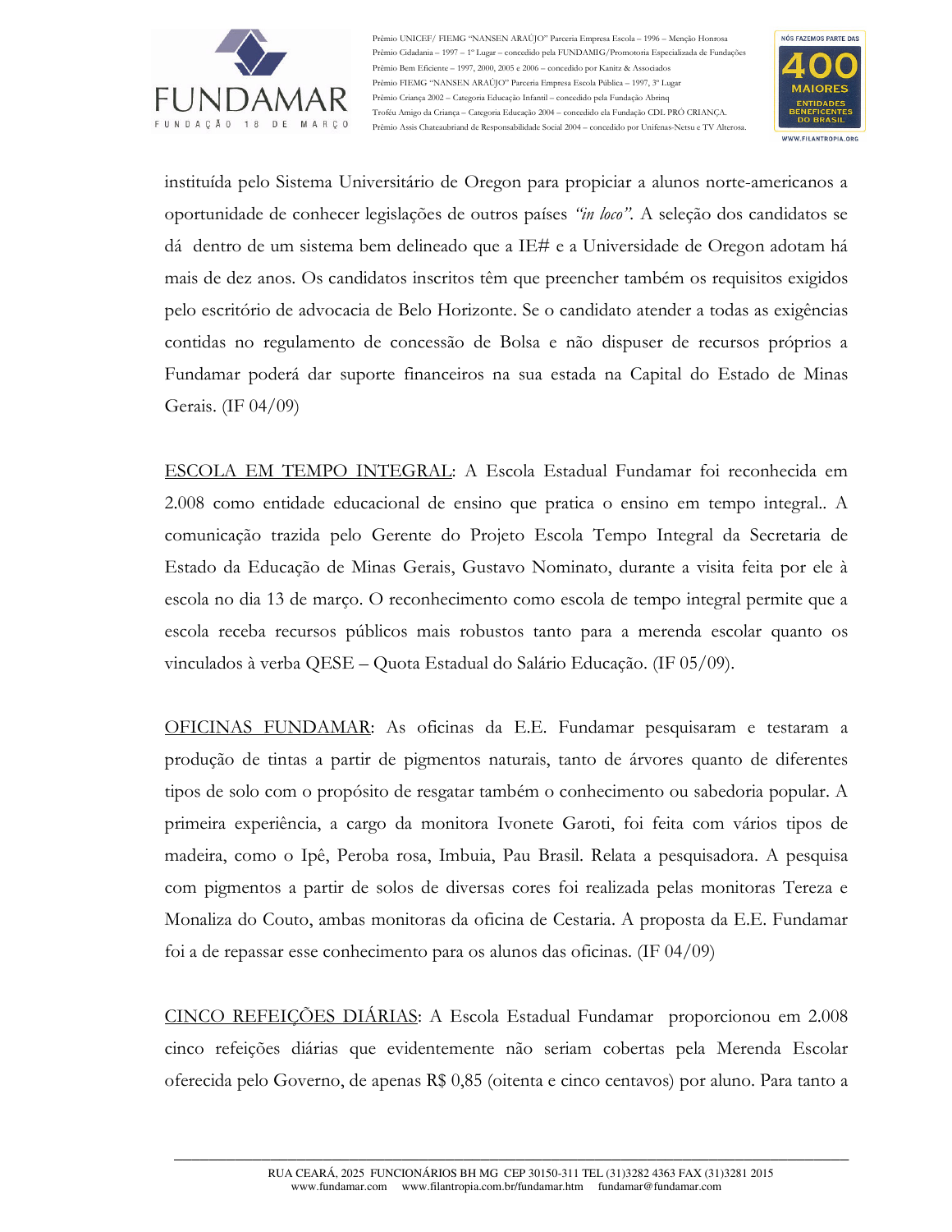instituída pelo Sistema Universitário de Oregon para propiciar a alunos norte-americanos a oportunidade de conhecer legislações de outros países *"in loco"*. A seleção dos candidatos se dá dentro de um sistema bem delineado que a IE# e a Universidade de Oregon adotam há mais de dez anos. Os candidatos inscritos têm que preencher também os requisitos exigidos pelo escritório de advocacia de Belo Horizonte. Se o candidato atender a todas as exigências contidas no regulamento de concessão de Bolsa e não dispuser de recursos próprios a Fundamar poderá dar suporte financeiros na sua estada na Capital do Estado de Minas Gerais. (IF 04/09)

<u>ESCOLA EM TEMPO INTEGRAL</u>: A Escola Estadual Fundamar foi reconhecida em 2.008 como entidade educacional de ensino que pratica o ensino em tempo integral.. A comunicação trazida pelo Gerente do Projeto Escola Tempo Integral da Secretaria de Estado da Educação de Minas Gerais, Gustavo Nominato, durante a visita feita por ele à escola no dia 13 de março. O reconhecimento como escola de tempo integral permite que a escola receba recursos públicos mais robustos tanto para a merenda escolar quanto os vinculados à verba QESE – Quota Estadual do Salário Educação. (IF 05/09).

<u>OFICINAS FUNDAMAR</u>: As oficinas da E.E. Fundamar pesquisaram e testaram a produção de tintas a partir de pigmentos naturais, tanto de árvores quanto de diferentes tipos de solo com o propósito de resgatar também o conhecimento ou sabedoria popular. A primeira experiência, a cargo da monitora Ivonete Garoti, foi feita com vários tipos de madeira, como o Ipê, Peroba rosa, Imbuia, Pau Brasil. Relata a pesquisadora. A pesquisa com pigmentos a partir de solos de diversas cores foi realizada pelas monitoras Tereza e Monaliza do Couto, ambas monitoras da oficina de Cestaria. A proposta da E.E. Fundamar foi a de repassar esse conhecimento para os alunos das oficinas. (IF 04/09)

<u>CINCO REFEIÇÕES DIÁRIAS</u>: A Escola Estadual Fundamar proporcionou em 2.008 cinco refeições diárias que evidentemente não seriam cobertas pela Merenda Escolar oferecida pelo Governo, de apenas R$ 0,85 (oitenta e cinco centavos) por aluno. Para tanto a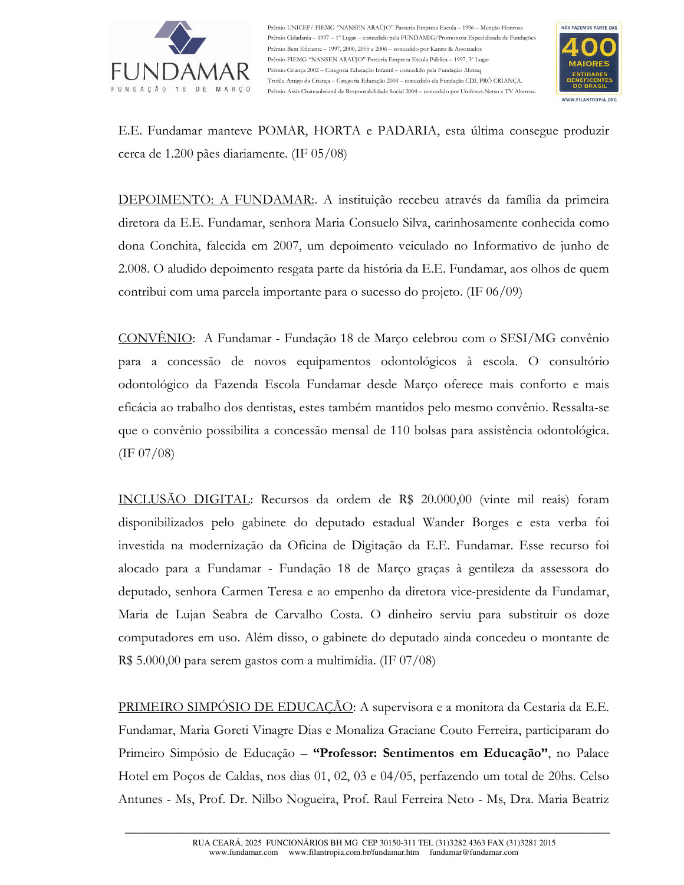E.E. Fundamar manteve POMAR, HORTA e PADARIA, esta última consegue produzir cerca de 1.200 pães diariamente. (IF 05/08)

DEPOIMENTO: A FUNDAMAR:. A instituição recebeu através da família da primeira diretora da E.E. Fundamar, senhora Maria Consuelo Silva, carinhosamente conhecida como dona Conchita, falecida em 2007, um depoimento veiculado no Informativo de junho de 2.008. O aludido depoimento resgata parte da história da E.E. Fundamar, aos olhos de quem contribui com uma parcela importante para o sucesso do projeto. (IF 06/09)

CONVÊNIO: A Fundamar - Fundação 18 de Março celebrou com o SESI/MG convênio para a concessão de novos equipamentos odontológicos à escola. O consultório odontológico da Fazenda Escola Fundamar desde Março oferece mais conforto e mais eficácia ao trabalho dos dentistas, estes também mantidos pelo mesmo convênio. Ressalta-se que o convênio possibilita a concessão mensal de 110 bolsas para assistência odontológica. (IF 07/08)

INCLUSÃO DIGITAL: Recursos da ordem de R$ 20.000,00 (vinte mil reais) foram disponibilizados pelo gabinete do deputado estadual Wander Borges e esta verba foi investida na modernização da Oficina de Digitação da E.E. Fundamar. Esse recurso foi alocado para a Fundamar - Fundação 18 de Março graças à gentileza da assessora do deputado, senhora Carmen Teresa e ao empenho da diretora vice-presidente da Fundamar, Maria de Lujan Seabra de Carvalho Costa. O dinheiro serviu para substituir os doze computadores em uso. Além disso, o gabinete do deputado ainda concedeu o montante de R$ 5.000,00 para serem gastos com a multimídia. (IF 07/08)

PRIMEIRO SIMPÓSIO DE EDUCAÇÃO: A supervisora e a monitora da Cestaria da E.E. Fundamar, Maria Goreti Vinagre Dias e Monaliza Graciane Couto Ferreira, participaram do Primeiro Simpósio de Educação – **"Professor: Sentimentos em Educação"**, no Palace Hotel em Poços de Caldas, nos dias 01, 02, 03 e 04/05, perfazendo um total de 20hs. Celso Antunes - Ms, Prof. Dr. Nilbo Nogueira, Prof. Raul Ferreira Neto - Ms, Dra. Maria Beatriz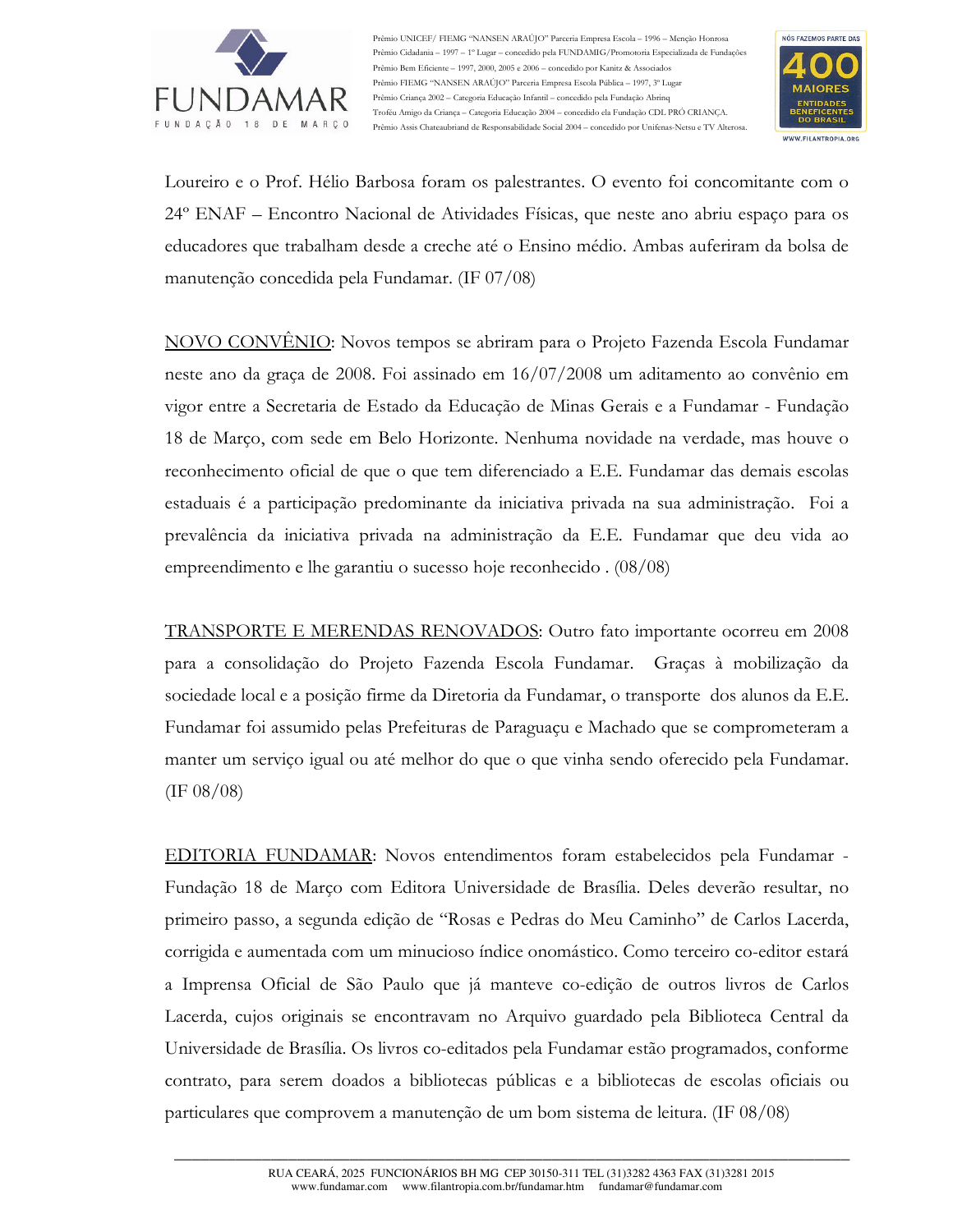Loureiro e o Prof. Hélio Barbosa foram os palestrantes. O evento foi concomitante com o 24º ENAF – Encontro Nacional de Atividades Físicas, que neste ano abriu espaço para os educadores que trabalham desde a creche até o Ensino médio. Ambas auferiram da bolsa de manutenção concedida pela Fundamar. (IF 07/08)

<u>NOVO CONVÊNIO</u>: Novos tempos se abriram para o Projeto Fazenda Escola Fundamar neste ano da graça de 2008. Foi assinado em 16/07/2008 um aditamento ao convênio em vigor entre a Secretaria de Estado da Educação de Minas Gerais e a Fundamar - Fundação 18 de Março, com sede em Belo Horizonte. Nenhuma novidade na verdade, mas houve o reconhecimento oficial de que o que tem diferenciado a E.E. Fundamar das demais escolas estaduais é a participação predominante da iniciativa privada na sua administração. Foi a prevalência da iniciativa privada na administração da E.E. Fundamar que deu vida ao empreendimento e lhe garantiu o sucesso hoje reconhecido . (08/08)

<u>TRANSPORTE E MERENDAS RENOVADOS</u>: Outro fato importante ocorreu em 2008 para a consolidação do Projeto Fazenda Escola Fundamar. Graças à mobilização da sociedade local e a posição firme da Diretoria da Fundamar, o transporte dos alunos da E.E. Fundamar foi assumido pelas Prefeituras de Paraguaçu e Machado que se comprometeram a manter um serviço igual ou até melhor do que o que vinha sendo oferecido pela Fundamar. (IF 08/08)

<u>EDITORIA FUNDAMAR</u>: Novos entendimentos foram estabelecidos pela Fundamar - Fundação 18 de Março com Editora Universidade de Brasília. Deles deverão resultar, no primeiro passo, a segunda edição de "Rosas e Pedras do Meu Caminho" de Carlos Lacerda, corrigida e aumentada com um minucioso índice onomástico. Como terceiro co-editor estará a Imprensa Oficial de São Paulo que já manteve co-edição de outros livros de Carlos Lacerda, cujos originais se encontravam no Arquivo guardado pela Biblioteca Central da Universidade de Brasília. Os livros co-editados pela Fundamar estão programados, conforme contrato, para serem doados a bibliotecas públicas e a bibliotecas de escolas oficiais ou particulares que comprovem a manutenção de um bom sistema de leitura. (IF 08/08)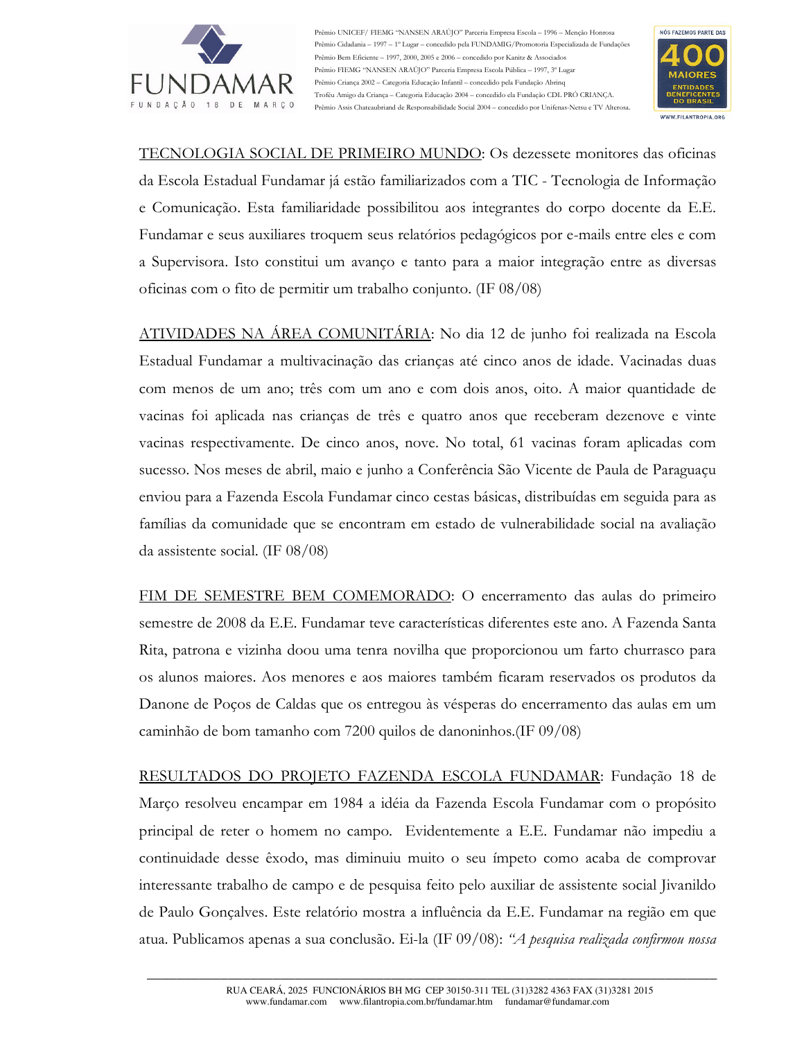<u>TECNOLOGIA SOCIAL DE PRIMEIRO MUNDO</u>: Os dezessete monitores das oficinas da Escola Estadual Fundamar já estão familiarizados com a TIC - Tecnologia de Informação e Comunicação. Esta familiaridade possibilitou aos integrantes do corpo docente da E.E. Fundamar e seus auxiliares troquem seus relatórios pedagógicos por e-mails entre eles e com a Supervisora. Isto constitui um avanço e tanto para a maior integração entre as diversas oficinas com o fito de permitir um trabalho conjunto. (IF 08/08)

<u>ATIVIDADES NA ÁREA COMUNITÁRIA</u>: No dia 12 de junho foi realizada na Escola Estadual Fundamar a multivacinação das crianças até cinco anos de idade. Vacinadas duas com menos de um ano; três com um ano e com dois anos, oito. A maior quantidade de vacinas foi aplicada nas crianças de três e quatro anos que receberam dezenove e vinte vacinas respectivamente. De cinco anos, nove. No total, 61 vacinas foram aplicadas com sucesso. Nos meses de abril, maio e junho a Conferência São Vicente de Paula de Paraguaçu enviou para a Fazenda Escola Fundamar cinco cestas básicas, distribuídas em seguida para as famílias da comunidade que se encontram em estado de vulnerabilidade social na avaliação da assistente social. (IF 08/08)

<u>FIM DE SEMESTRE BEM COMEMORADO</u>: O encerramento das aulas do primeiro semestre de 2008 da E.E. Fundamar teve características diferentes este ano. A Fazenda Santa Rita, patrona e vizinha doou uma tenra novilha que proporcionou um farto churrasco para os alunos maiores. Aos menores e aos maiores também ficaram reservados os produtos da Danone de Poços de Caldas que os entregou às vésperas do encerramento das aulas em um caminhão de bom tamanho com 7200 quilos de danoninhos.(IF 09/08)

<u>RESULTADOS DO PROJETO FAZENDA ESCOLA FUNDAMAR</u>: Fundação 18 de Março resolveu encampar em 1984 a idéia da Fazenda Escola Fundamar com o propósito principal de reter o homem no campo. Evidentemente a E.E. Fundamar não impediu a continuidade desse êxodo, mas diminuiu muito o seu ímpeto como acaba de comprovar interessante trabalho de campo e de pesquisa feito pelo auxiliar de assistente social Jivanildo de Paulo Gonçalves. Este relatório mostra a influência da E.E. Fundamar na região em que atua. Publicamos apenas a sua conclusão. Ei-la (IF 09/08): *"A pesquisa realizada confirmou nossa*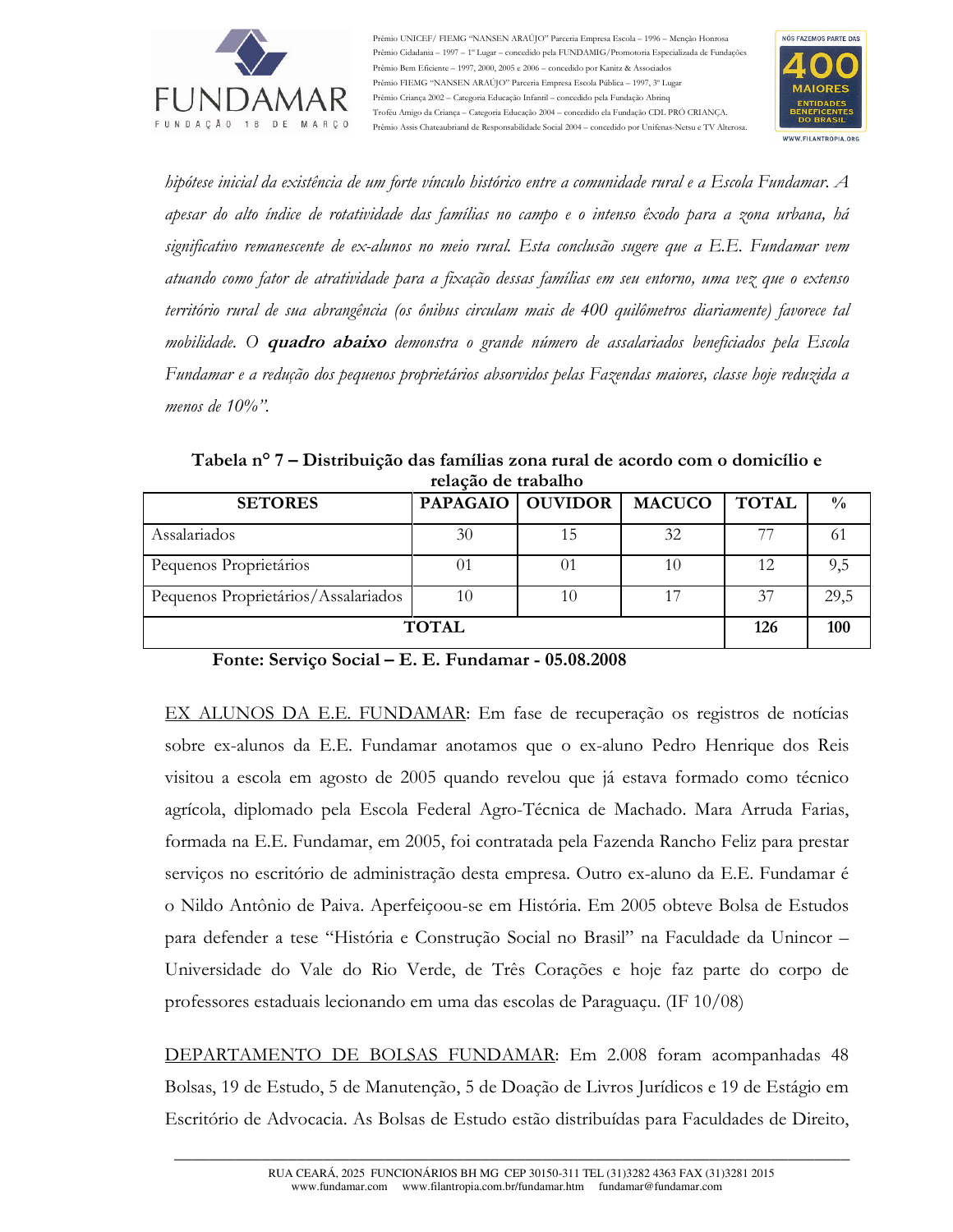*hipótese inicial da existência de um forte vínculo histórico entre a comunidade rural e a Escola Fundamar. A apesar do alto índice de rotatividade das famílias no campo e o intenso êxodo para a zona urbana, há significativo remanescente de ex-alunos no meio rural. Esta conclusão sugere que a E.E. Fundamar vem atuando como fator de atratividade para a fixação dessas famílias em seu entorno, uma vez que o extenso território rural de sua abrangência (os ônibus circulam mais de 400 quilômetros diariamente) favorece tal mobilidade. O* ***quadro abaixo*** *demonstra o grande número de assalariados beneficiados pela Escola Fundamar e a redução dos pequenos proprietários absorvidos pelas Fazendas maiores, classe hoje reduzida a menos de 10%".*

**Tabela n° 7 – Distribuição das famílias zona rural de acordo com o domicílio e relação de trabalho**

| SETORES | PAPAGAIO | OUVIDOR | MACUCO | TOTAL | % |
|---|---|---|---|---|---|
| Assalariados | 30 | 15 | 32 | 77 | 61 |
| Pequenos Proprietários | 01 | 01 | 10 | 12 | 9,5 |
| Pequenos Proprietários/Assalariados | 10 | 10 | 17 | 37 | 29,5 |
| **TOTAL** | | | | **126** | **100** |

**Fonte: Serviço Social – E. E. Fundamar - 05.08.2008**

<u>EX ALUNOS DA E.E. FUNDAMAR</u>: Em fase de recuperação os registros de notícias sobre ex-alunos da E.E. Fundamar anotamos que o ex-aluno Pedro Henrique dos Reis visitou a escola em agosto de 2005 quando revelou que já estava formado como técnico agrícola, diplomado pela Escola Federal Agro-Técnica de Machado. Mara Arruda Farias, formada na E.E. Fundamar, em 2005, foi contratada pela Fazenda Rancho Feliz para prestar serviços no escritório de administração desta empresa. Outro ex-aluno da E.E. Fundamar é o Nildo Antônio de Paiva. Aperfeiçoou-se em História. Em 2005 obteve Bolsa de Estudos para defender a tese "História e Construção Social no Brasil" na Faculdade da Unincor – Universidade do Vale do Rio Verde, de Três Corações e hoje faz parte do corpo de professores estaduais lecionando em uma das escolas de Paraguaçu. (IF 10/08)

<u>DEPARTAMENTO DE BOLSAS FUNDAMAR</u>: Em 2.008 foram acompanhadas 48 Bolsas, 19 de Estudo, 5 de Manutenção, 5 de Doação de Livros Jurídicos e 19 de Estágio em Escritório de Advocacia. As Bolsas de Estudo estão distribuídas para Faculdades de Direito,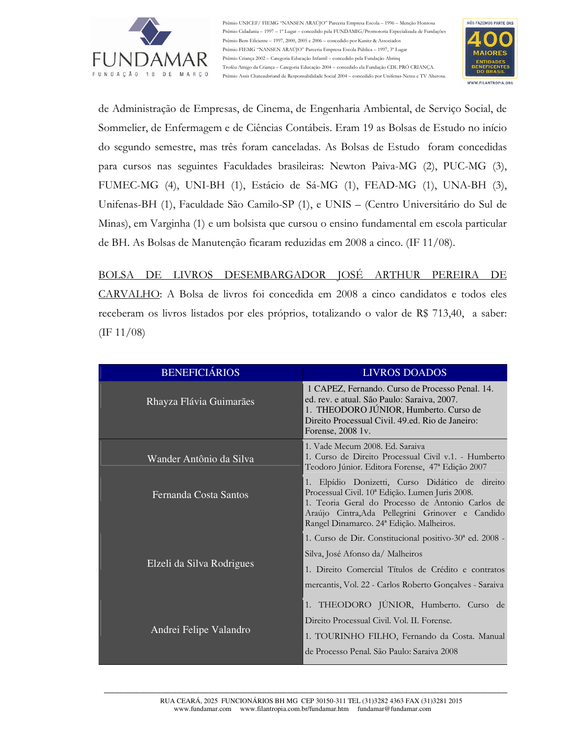de Administração de Empresas, de Cinema, de Engenharia Ambiental, de Serviço Social, de Sommelier, de Enfermagem e de Ciências Contábeis. Eram 19 as Bolsas de Estudo no início do segundo semestre, mas três foram canceladas. As Bolsas de Estudo foram concedidas para cursos nas seguintes Faculdades brasileiras: Newton Paiva-MG (2), PUC-MG (3), FUMEC-MG (4), UNI-BH (1), Estácio de Sá-MG (1), FEAD-MG (1), UNA-BH (3), Unifenas-BH (1), Faculdade São Camilo-SP (1), e UNIS – (Centro Universitário do Sul de Minas), em Varginha (1) e um bolsista que cursou o ensino fundamental em escola particular de BH. As Bolsas de Manutenção ficaram reduzidas em 2008 a cinco. (IF 11/08).

<u>BOLSA DE LIVROS DESEMBARGADOR JOSÉ ARTHUR PEREIRA DE CARVALHO</u>: A Bolsa de livros foi concedida em 2008 a cinco candidatos e todos eles receberam os livros listados por eles próprios, totalizando o valor de R$ 713,40, a saber: (IF 11/08)

| BENEFICIÁRIOS | LIVROS DOADOS |
|---|---|
| Rhayza Flávia Guimarães | 1 CAPEZ, Fernando. Curso de Processo Penal. 14. ed. rev. e atual. São Paulo: Saraiva, 2007.<br>1. THEODORO JÚNIOR, Humberto. Curso de Direito Processual Civil. 49.ed. Rio de Janeiro: Forense, 2008 1v. |
| Wander Antônio da Silva | 1. Vade Mecum 2008. Ed. Saraiva<br>1. Curso de Direito Processual Civil v.1. - Humberto Teodoro Júnior. Editora Forense, 47ª Edição 2007 |
| Fernanda Costa Santos | 1. Elpídio Donizetti, Curso Didático de direito Processual Civil. 10ª Edição. Lumen Juris 2008.<br>1. Teoria Geral do Processo de Antonio Carlos de Araújo Cintra,Ada Pellegrini Grinover e Candido Rangel Dinamarco. 24ª Edição. Malheiros. |
| Elzeli da Silva Rodrigues | 1. Curso de Dir. Constitucional positivo-30ª ed. 2008 - Silva, José Afonso da/ Malheiros<br>1. Direito Comercial Títulos de Crédito e contratos mercantis, Vol. 22 - Carlos Roberto Gonçalves - Saraiva |
| Andrei Felipe Valandro | 1. THEODORO JÚNIOR, Humberto. Curso de Direito Processual Civil. Vol. II. Forense.<br>1. TOURINHO FILHO, Fernando da Costa. Manual de Processo Penal. São Paulo: Saraiva 2008 |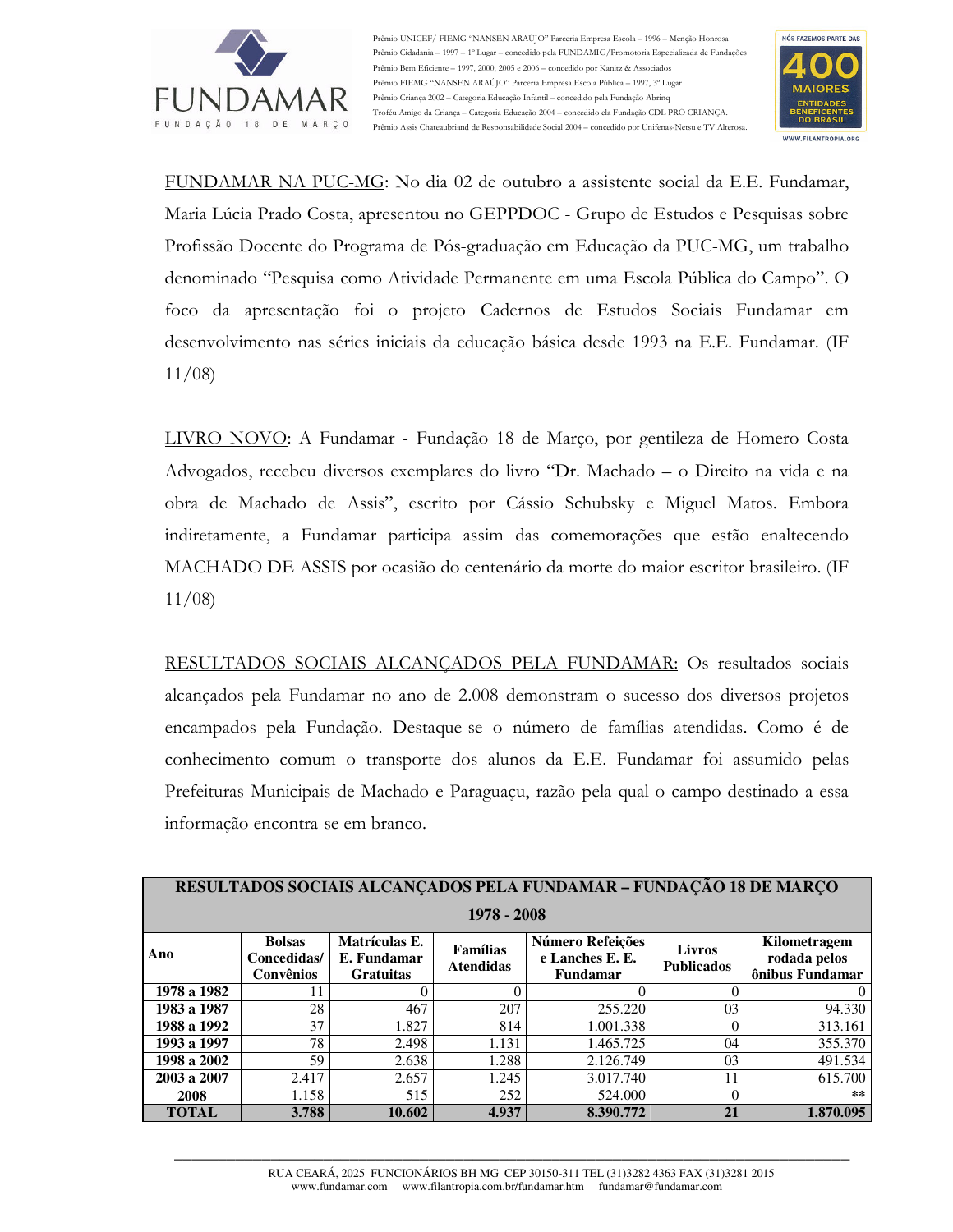FUNDAMAR NA PUC-MG: No dia 02 de outubro a assistente social da E.E. Fundamar, Maria Lúcia Prado Costa, apresentou no GEPPDOC - Grupo de Estudos e Pesquisas sobre Profissão Docente do Programa de Pós-graduação em Educação da PUC-MG, um trabalho denominado "Pesquisa como Atividade Permanente em uma Escola Pública do Campo". O foco da apresentação foi o projeto Cadernos de Estudos Sociais Fundamar em desenvolvimento nas séries iniciais da educação básica desde 1993 na E.E. Fundamar. (IF 11/08)

LIVRO NOVO: A Fundamar - Fundação 18 de Março, por gentileza de Homero Costa Advogados, recebeu diversos exemplares do livro "Dr. Machado – o Direito na vida e na obra de Machado de Assis", escrito por Cássio Schubsky e Miguel Matos. Embora indiretamente, a Fundamar participa assim das comemorações que estão enaltecendo MACHADO DE ASSIS por ocasião do centenário da morte do maior escritor brasileiro. (IF 11/08)

RESULTADOS SOCIAIS ALCANÇADOS PELA FUNDAMAR: Os resultados sociais alcançados pela Fundamar no ano de 2.008 demonstram o sucesso dos diversos projetos encampados pela Fundação. Destaque-se o número de famílias atendidas. Como é de conhecimento comum o transporte dos alunos da E.E. Fundamar foi assumido pelas Prefeituras Municipais de Machado e Paraguaçu, razão pela qual o campo destinado a essa informação encontra-se em branco.

**RESULTADOS SOCIAIS ALCANÇADOS PELA FUNDAMAR – FUNDAÇÃO 18 DE MARÇO**

**1978 - 2008**

| Ano | Bolsas Concedidas/ Convênios | Matrículas E. E. Fundamar Gratuitas | Famílias Atendidas | Número Refeições e Lanches E. E. Fundamar | Livros Publicados | Kilometragem rodada pelos ônibus Fundamar |
|---|---|---|---|---|---|---|
| **1978 a 1982** | 11 | 0 | 0 | 0 | 0 | 0 |
| **1983 a 1987** | 28 | 467 | 207 | 255.220 | 03 | 94.330 |
| **1988 a 1992** | 37 | 1.827 | 814 | 1.001.338 | 0 | 313.161 |
| **1993 a 1997** | 78 | 2.498 | 1.131 | 1.465.725 | 04 | 355.370 |
| **1998 a 2002** | 59 | 2.638 | 1.288 | 2.126.749 | 03 | 491.534 |
| **2003 a 2007** | 2.417 | 2.657 | 1.245 | 3.017.740 | 11 | 615.700 |
| **2008** | 1.158 | 515 | 252 | 524.000 | 0 | ** |
| **TOTAL** | **3.788** | **10.602** | **4.937** | **8.390.772** | **21** | **1.870.095** |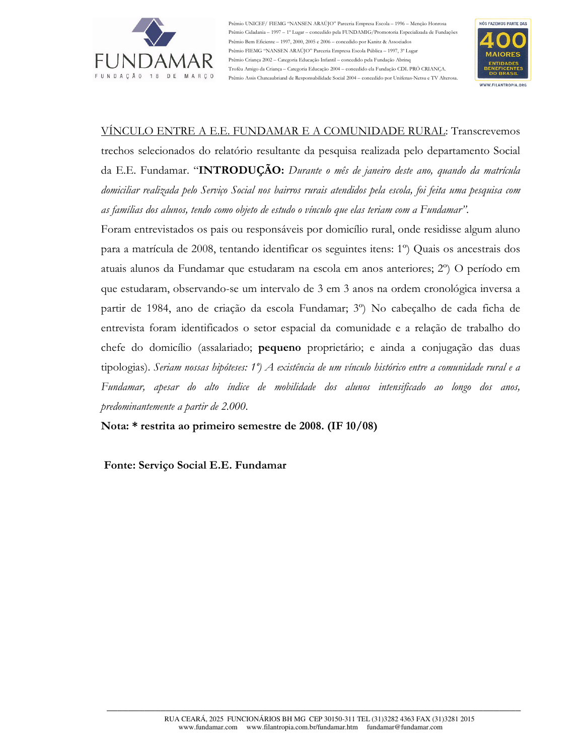VÍNCULO ENTRE A E.E. FUNDAMAR E A COMUNIDADE RURAL: Transcrevemos trechos selecionados do relatório resultante da pesquisa realizada pelo departamento Social da E.E. Fundamar. "**INTRODUÇÃO:** *Durante o mês de janeiro deste ano, quando da matrícula domiciliar realizada pelo Serviço Social nos bairros rurais atendidos pela escola, foi feita uma pesquisa com as famílias dos alunos, tendo como objeto de estudo o vínculo que elas teriam com a Fundamar".*

Foram entrevistados os pais ou responsáveis por domicílio rural, onde residisse algum aluno para a matrícula de 2008, tentando identificar os seguintes itens: 1º) Quais os ancestrais dos atuais alunos da Fundamar que estudaram na escola em anos anteriores; 2º) O período em que estudaram, observando-se um intervalo de 3 em 3 anos na ordem cronológica inversa a partir de 1984, ano de criação da escola Fundamar; 3º) No cabeçalho de cada ficha de entrevista foram identificados o setor espacial da comunidade e a relação de trabalho do chefe do domicílio (assalariado; **pequeno** proprietário; e ainda a conjugação das duas tipologias). *Seriam nossas hipóteses: 1º) A existência de um vínculo histórico entre a comunidade rural e a Fundamar, apesar do alto índice de mobilidade dos alunos intensificado ao longo dos anos, predominantemente a partir de 2.000.*

**Nota: * restrita ao primeiro semestre de 2008. (IF 10/08)**

**Fonte: Serviço Social E.E. Fundamar**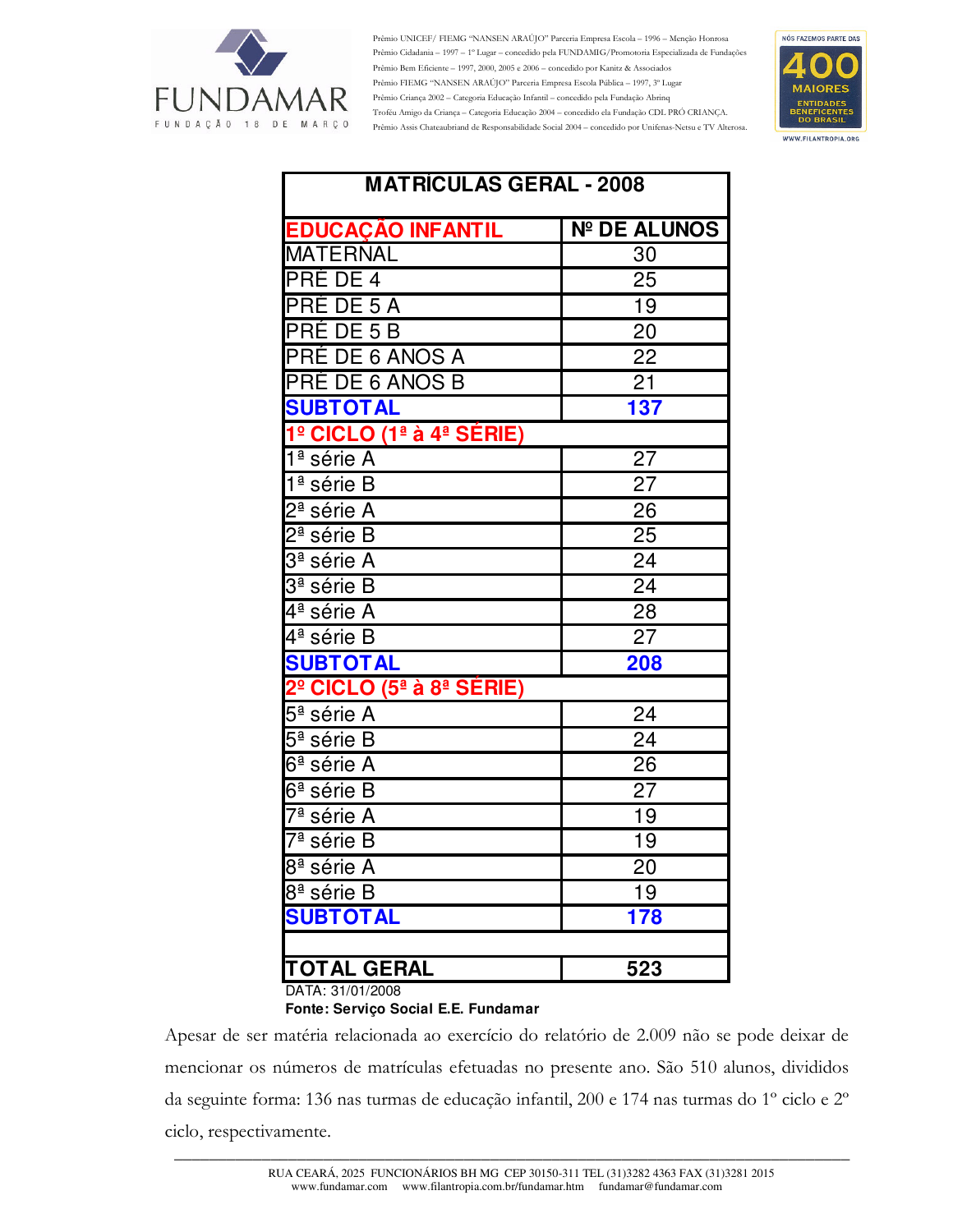| MATRÍCULAS GERAL - 2008 | |
|---|---|
| **EDUCAÇÃO INFANTIL** | **Nº DE ALUNOS** |
| MATERNAL | 30 |
| PRÉ DE 4 | 25 |
| PRÉ DE 5 A | 19 |
| PRÉ DE 5 B | 20 |
| PRÉ DE 6 ANOS A | 22 |
| PRÉ DE 6 ANOS B | 21 |
| **SUBTOTAL** | **137** |
| **1º CICLO (1ª à 4ª SÉRIE)** | |
| 1ª série A | 27 |
| 1ª série B | 27 |
| 2ª série A | 26 |
| 2ª série B | 25 |
| 3ª série A | 24 |
| 3ª série B | 24 |
| 4ª série A | 28 |
| 4ª série B | 27 |
| **SUBTOTAL** | **208** |
| **2º CICLO (5ª à 8ª SÉRIE)** | |
| 5ª série A | 24 |
| 5ª série B | 24 |
| 6ª série A | 26 |
| 6ª série B | 27 |
| 7ª série A | 19 |
| 7ª série B | 19 |
| 8ª série A | 20 |
| 8ª série B | 19 |
| **SUBTOTAL** | **178** |
| | |
| **TOTAL GERAL** | **523** |

DATA: 31/01/2008

**Fonte: Serviço Social E.E. Fundamar**

Apesar de ser matéria relacionada ao exercício do relatório de 2.009 não se pode deixar de mencionar os números de matrículas efetuadas no presente ano. São 510 alunos, divididos da seguinte forma: 136 nas turmas de educação infantil, 200 e 174 nas turmas do 1º ciclo e 2º ciclo, respectivamente.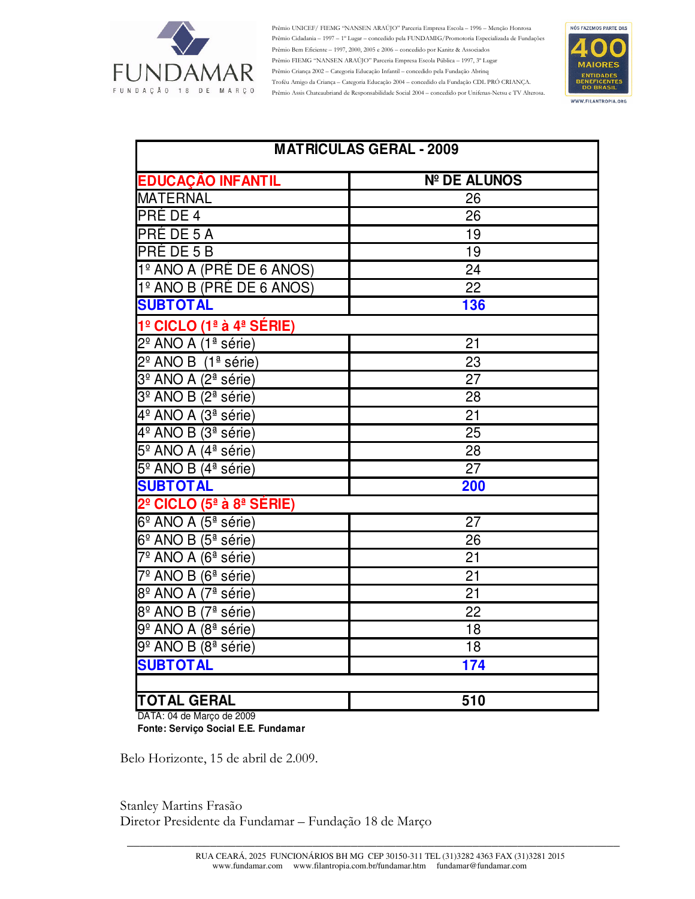| MATRICULAS GERAL - 2009 | |
|---|---|
| **EDUCAÇÃO INFANTIL** | **Nº DE ALUNOS** |
| MATERNAL | 26 |
| PRÉ DE 4 | 26 |
| PRÉ DE 5 A | 19 |
| PRÉ DE 5 B | 19 |
| 1º ANO A (PRÉ DE 6 ANOS) | 24 |
| 1º ANO B (PRÉ DE 6 ANOS) | 22 |
| **SUBTOTAL** | **136** |
| **1º CICLO (1ª à 4ª SÉRIE)** | |
| 2º ANO A (1ª série) | 21 |
| 2º ANO B (1ª série) | 23 |
| 3º ANO A (2ª série) | 27 |
| 3º ANO B (2ª série) | 28 |
| 4º ANO A (3ª série) | 21 |
| 4º ANO B (3ª série) | 25 |
| 5º ANO A (4ª série) | 28 |
| 5º ANO B (4ª série) | 27 |
| **SUBTOTAL** | **200** |
| **2º CICLO (5ª à 8ª SÉRIE)** | |
| 6º ANO A (5ª série) | 27 |
| 6º ANO B (5ª série) | 26 |
| 7º ANO A (6ª série) | 21 |
| 7º ANO B (6ª série) | 21 |
| 8º ANO A (7ª série) | 21 |
| 8º ANO B (7ª série) | 22 |
| 9º ANO A (8ª série) | 18 |
| 9º ANO B (8ª série) | 18 |
| **SUBTOTAL** | **174** |
| | |
| **TOTAL GERAL** | **510** |

DATA: 04 de Março de 2009

**Fonte: Serviço Social E.E. Fundamar**

Belo Horizonte, 15 de abril de 2.009.

Stanley Martins Frasão
Diretor Presidente da Fundamar – Fundação 18 de Março